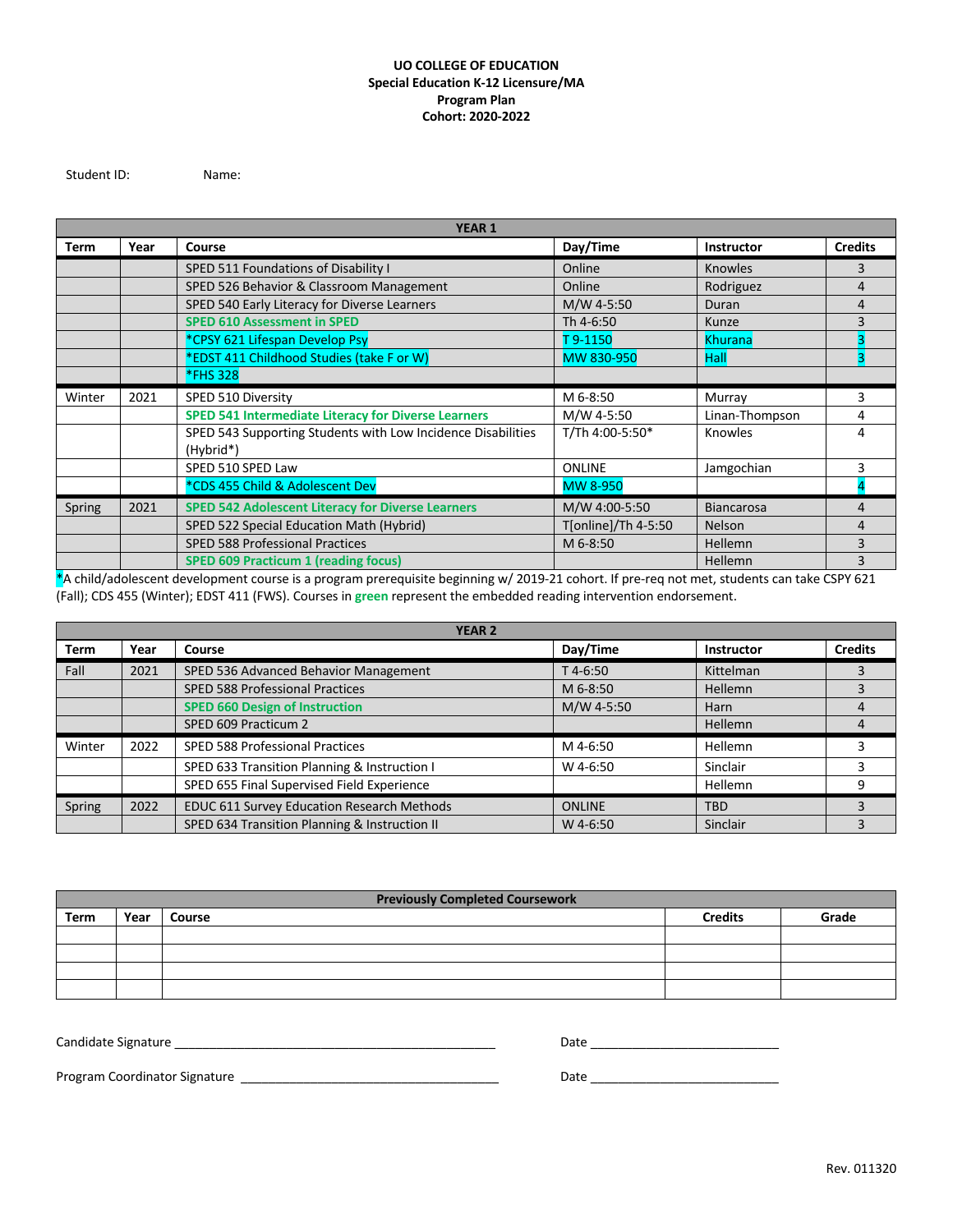**UO COLLEGE OF EDUCATION**
**Special Education K-12 Licensure/MA**
**Program Plan**
**Cohort: 2020-2022**

Student ID: Name:

| YEAR 1 | | | | | |
|---|---|---|---|---|---|
| **Term** | **Year** | **Course** | **Day/Time** | **Instructor** | **Credits** |
| | | SPED 511 Foundations of Disability I | Online | Knowles | 3 |
| | | SPED 526 Behavior & Classroom Management | Online | Rodriguez | 4 |
| | | SPED 540 Early Literacy for Diverse Learners | M/W 4-5:50 | Duran | 4 |
| | | **SPED 610 Assessment in SPED** | Th 4-6:50 | Kunze | 3 |
| | | *CPSY 621 Lifespan Develop Psy | T 9-1150 | Khurana | 3 |
| | | *EDST 411 Childhood Studies (take F or W) | MW 830-950 | Hall | 3 |
| | | *FHS 328 | | | |
| Winter | 2021 | SPED 510 Diversity | M 6-8:50 | Murray | 3 |
| | | **SPED 541 Intermediate Literacy for Diverse Learners** | M/W 4-5:50 | Linan-Thompson | 4 |
| | | SPED 543 Supporting Students with Low Incidence Disabilities (Hybrid*) | T/Th 4:00-5:50* | Knowles | 4 |
| | | SPED 510 SPED Law | ONLINE | Jamgochian | 3 |
| | | *CDS 455 Child & Adolescent Dev | MW 8-950 | | 4 |
| Spring | 2021 | **SPED 542 Adolescent Literacy for Diverse Learners** | M/W 4:00-5:50 | Biancarosa | 4 |
| | | SPED 522 Special Education Math (Hybrid) | T[online]/Th 4-5:50 | Nelson | 4 |
| | | SPED 588 Professional Practices | M 6-8:50 | Hellemn | 3 |
| | | **SPED 609 Practicum 1 (reading focus)** | | Hellemn | 3 |

*A child/adolescent development course is a program prerequisite beginning w/ 2019-21 cohort. If pre-req not met, students can take CSPY 621 (Fall); CDS 455 (Winter); EDST 411 (FWS). Courses in **green** represent the embedded reading intervention endorsement.

| YEAR 2 | | | | | |
|---|---|---|---|---|---|
| **Term** | **Year** | **Course** | **Day/Time** | **Instructor** | **Credits** |
| Fall | 2021 | SPED 536 Advanced Behavior Management | T 4-6:50 | Kittelman | 3 |
| | | SPED 588 Professional Practices | M 6-8:50 | Hellemn | 3 |
| | | **SPED 660 Design of Instruction** | M/W 4-5:50 | Harn | 4 |
| | | SPED 609 Practicum 2 | | Hellemn | 4 |
| Winter | 2022 | SPED 588 Professional Practices | M 4-6:50 | Hellemn | 3 |
| | | SPED 633 Transition Planning & Instruction I | W 4-6:50 | Sinclair | 3 |
| | | SPED 655 Final Supervised Field Experience | | Hellemn | 9 |
| Spring | 2022 | EDUC 611 Survey Education Research Methods | ONLINE | TBD | 3 |
| | | SPED 634 Transition Planning & Instruction II | W 4-6:50 | Sinclair | 3 |

| Previously Completed Coursework | | | | |
|---|---|---|---|---|
| **Term** | **Year** | **Course** | **Credits** | **Grade** |
| | | | | |
| | | | | |
| | | | | |
| | | | | |

Candidate Signature ______________________________________________ Date ___________________________

Program Coordinator Signature ____________________________________ Date ___________________________

Rev. 011320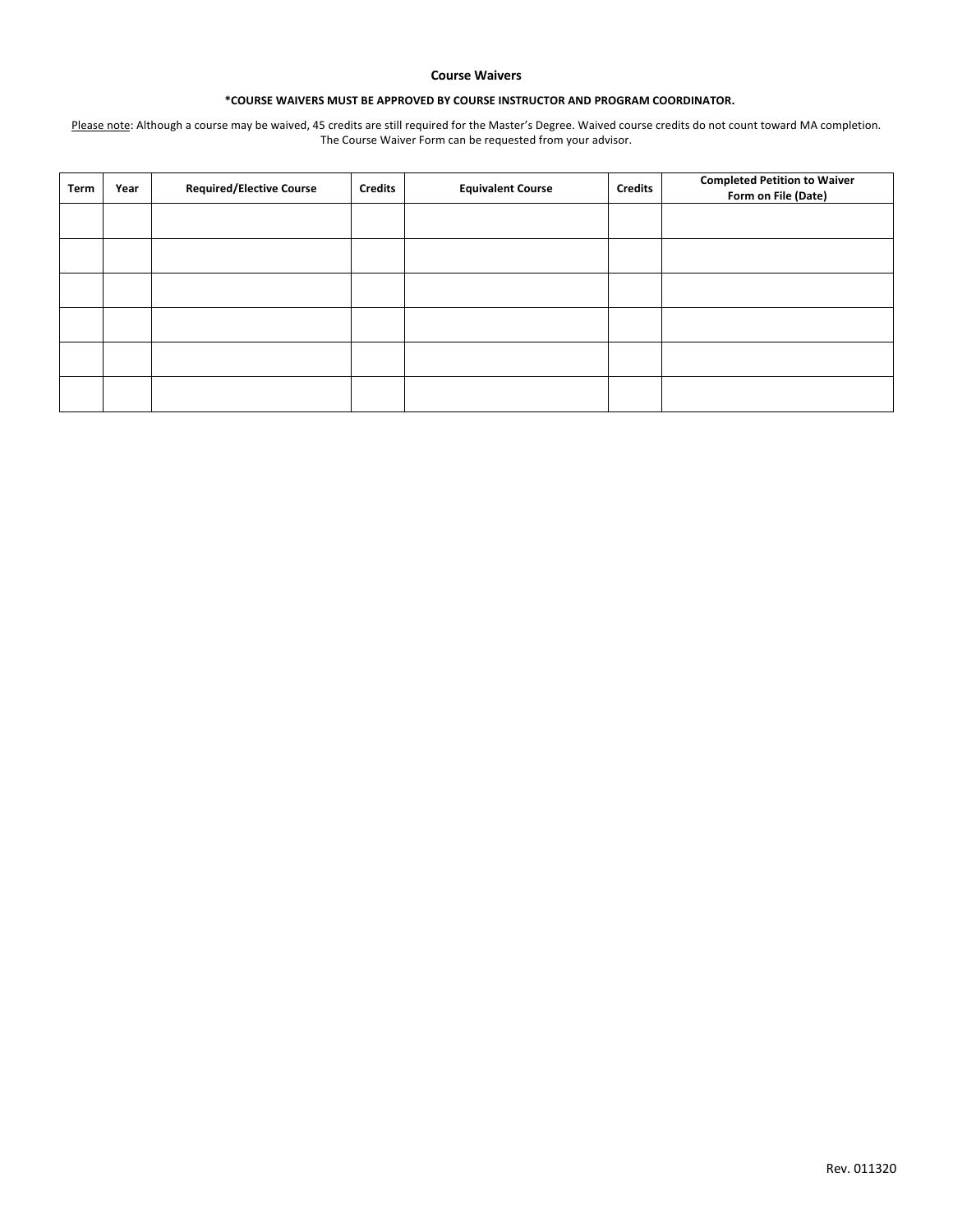**Course Waivers**

**\*COURSE WAIVERS MUST BE APPROVED BY COURSE INSTRUCTOR AND PROGRAM COORDINATOR.**

Please note: Although a course may be waived, 45 credits are still required for the Master's Degree. Waived course credits do not count toward MA completion. The Course Waiver Form can be requested from your advisor.

| Term | Year | Required/Elective Course | Credits | Equivalent Course | Credits | Completed Petition to Waiver Form on File (Date) |
|---|---|---|---|---|---|---|
| | | | | | | |
| | | | | | | |
| | | | | | | |
| | | | | | | |
| | | | | | | |
| | | | | | | |

Rev. 011320